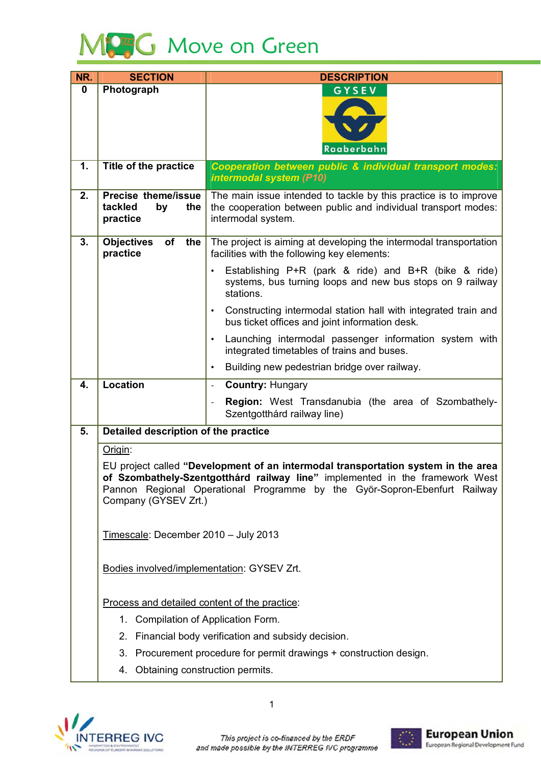# Move on Green

| NR. | SECTION | DESCRIPTION |
|---|---|---|
| 0 | Photograph | GYSEV Raaberbahn |
| 1. | Title of the practice | ***Cooperation between public & individual transport modes: intermodal system (P10)*** |
| 2. | Precise theme/issue tackled by the practice | The main issue intended to tackle by this practice is to improve the cooperation between public and individual transport modes: intermodal system. |
| 3. | Objectives of the practice | The project is aiming at developing the intermodal transportation facilities with the following key elements:<br>• Establishing P+R (park & ride) and B+R (bike & ride) systems, bus turning loops and new bus stops on 9 railway stations.<br>• Constructing intermodal station hall with integrated train and bus ticket offices and joint information desk.<br>• Launching intermodal passenger information system with integrated timetables of trains and buses.<br>• Building new pedestrian bridge over railway. |
| 4. | Location | - **Country:** Hungary<br>- **Region:** West Transdanubia (the area of Szombathely-Szentgotthárd railway line) |
| 5. | **Detailed description of the practice** | |

Origin:

EU project called **"Development of an intermodal transportation system in the area of Szombathely-Szentgotthárd railway line"** implemented in the framework West Pannon Regional Operational Programme by the Györ-Sopron-Ebenfurt Railway Company (GYSEV Zrt.)

Timescale: December 2010 – July 2013

Bodies involved/implementation: GYSEV Zrt.

Process and detailed content of the practice:

1. Compilation of Application Form.
2. Financial body verification and subsidy decision.
3. Procurement procedure for permit drawings + construction design.
4. Obtaining construction permits.

This project is co-financed by the ERDF and made possible by the INTERREG IVC programme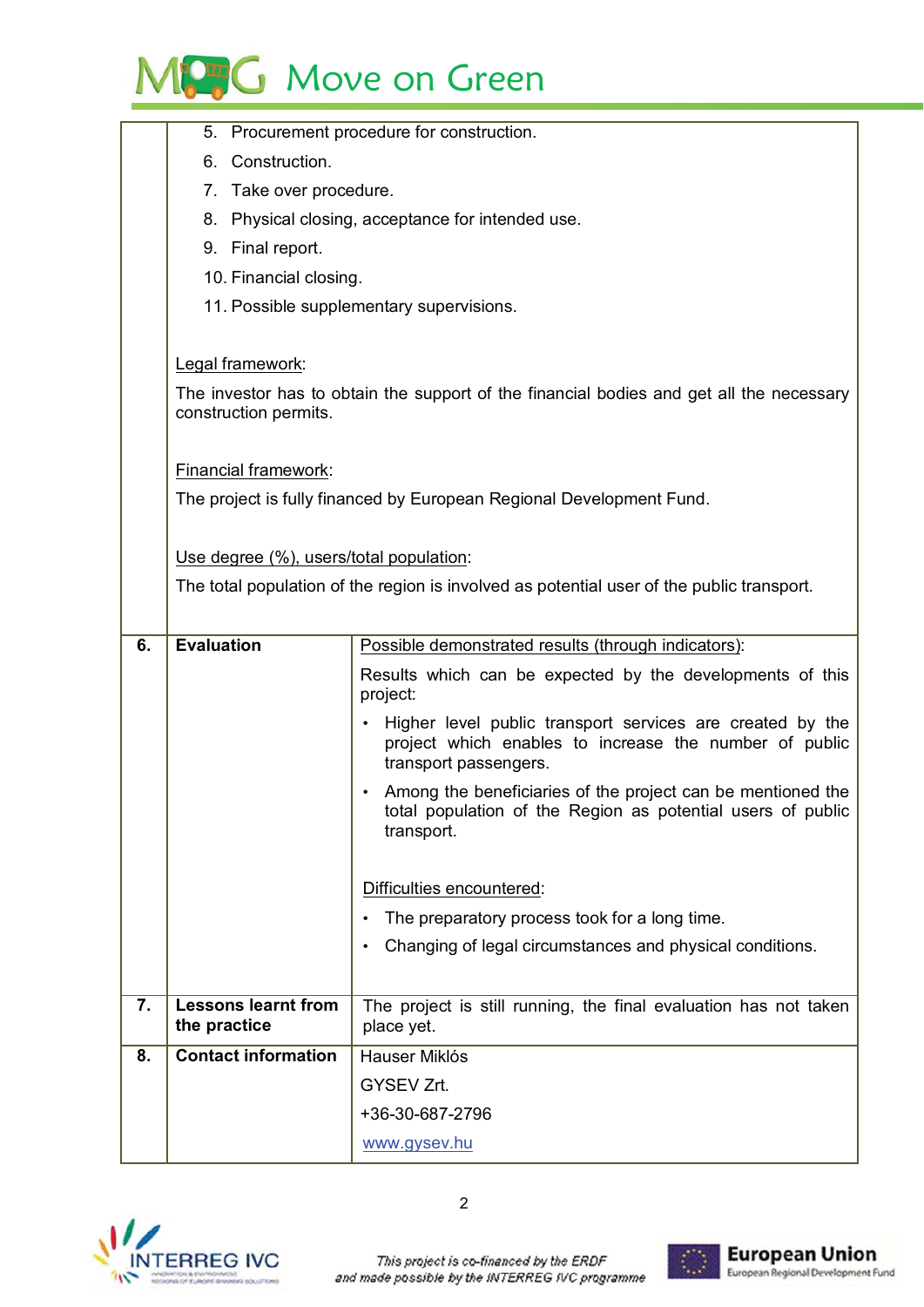| | | |
|---|---|---|
| | 5. Procurement procedure for construction.<br>6. Construction.<br>7. Take over procedure.<br>8. Physical closing, acceptance for intended use.<br>9. Final report.<br>10. Financial closing.<br>11. Possible supplementary supervisions.<br><br><u>Legal framework</u>:<br>The investor has to obtain the support of the financial bodies and get all the necessary construction permits.<br><br><u>Financial framework</u>:<br>The project is fully financed by European Regional Development Fund.<br><br><u>Use degree (%), users/total population</u>:<br>The total population of the region is involved as potential user of the public transport. | |
| **6.** | **Evaluation** | <u>Possible demonstrated results (through indicators)</u>:<br>Results which can be expected by the developments of this project:<br>• Higher level public transport services are created by the project which enables to increase the number of public transport passengers.<br>• Among the beneficiaries of the project can be mentioned the total population of the Region as potential users of public transport.<br><br><u>Difficulties encountered</u>:<br>• The preparatory process took for a long time.<br>• Changing of legal circumstances and physical conditions. |
| **7.** | **Lessons learnt from the practice** | The project is still running, the final evaluation has not taken place yet. |
| **8.** | **Contact information** | Hauser Miklós<br>GYSEV Zrt.<br>+36-30-687-2796<br>www.gysev.hu |

This project is co-financed by the ERDF and made possible by the INTERREG IVC programme